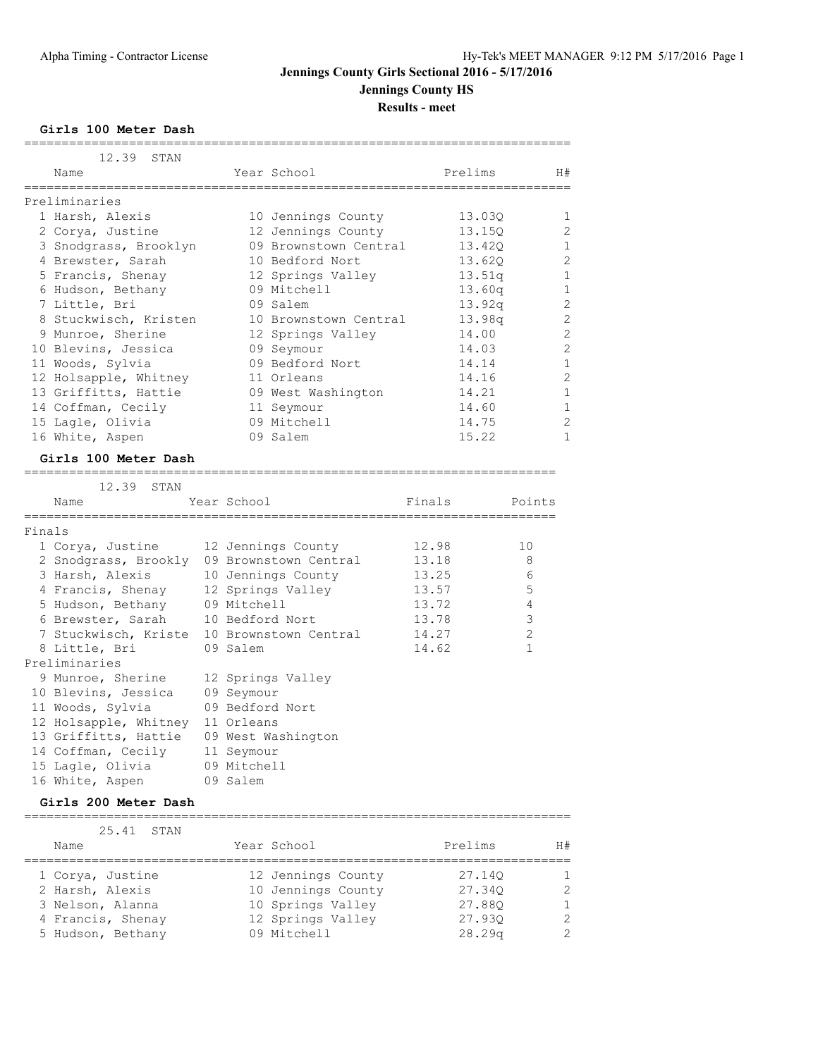# Jennings County Girls Sectional 2016 - 5/17/2016

## Jennings County HS

### Results - meet

**Girls 100 Meter Dash**

12.39 STAN

| Name | Year | School | Prelims | H# |
|---|---|---|---|---|
| **Preliminaries** | | | | |
| 1 Harsh, Alexis | 10 | Jennings County | 13.03Q | 1 |
| 2 Corya, Justine | 12 | Jennings County | 13.15Q | 2 |
| 3 Snodgrass, Brooklyn | 09 | Brownstown Central | 13.42Q | 1 |
| 4 Brewster, Sarah | 10 | Bedford Nort | 13.62Q | 2 |
| 5 Francis, Shenay | 12 | Springs Valley | 13.51q | 1 |
| 6 Hudson, Bethany | 09 | Mitchell | 13.60q | 1 |
| 7 Little, Bri | 09 | Salem | 13.92q | 2 |
| 8 Stuckwisch, Kristen | 10 | Brownstown Central | 13.98q | 2 |
| 9 Munroe, Sherine | 12 | Springs Valley | 14.00 | 2 |
| 10 Blevins, Jessica | 09 | Seymour | 14.03 | 2 |
| 11 Woods, Sylvia | 09 | Bedford Nort | 14.14 | 1 |
| 12 Holsapple, Whitney | 11 | Orleans | 14.16 | 2 |
| 13 Griffitts, Hattie | 09 | West Washington | 14.21 | 1 |
| 14 Coffman, Cecily | 11 | Seymour | 14.60 | 1 |
| 15 Lagle, Olivia | 09 | Mitchell | 14.75 | 2 |
| 16 White, Aspen | 09 | Salem | 15.22 | 1 |

**Girls 100 Meter Dash**

12.39 STAN

| Name | Year | School | Finals | Points |
|---|---|---|---|---|
| **Finals** | | | | |
| 1 Corya, Justine | 12 | Jennings County | 12.98 | 10 |
| 2 Snodgrass, Brookly | 09 | Brownstown Central | 13.18 | 8 |
| 3 Harsh, Alexis | 10 | Jennings County | 13.25 | 6 |
| 4 Francis, Shenay | 12 | Springs Valley | 13.57 | 5 |
| 5 Hudson, Bethany | 09 | Mitchell | 13.72 | 4 |
| 6 Brewster, Sarah | 10 | Bedford Nort | 13.78 | 3 |
| 7 Stuckwisch, Kriste | 10 | Brownstown Central | 14.27 | 2 |
| 8 Little, Bri | 09 | Salem | 14.62 | 1 |
| **Preliminaries** | | | | |
| 9 Munroe, Sherine | 12 | Springs Valley | | |
| 10 Blevins, Jessica | 09 | Seymour | | |
| 11 Woods, Sylvia | 09 | Bedford Nort | | |
| 12 Holsapple, Whitney | 11 | Orleans | | |
| 13 Griffitts, Hattie | 09 | West Washington | | |
| 14 Coffman, Cecily | 11 | Seymour | | |
| 15 Lagle, Olivia | 09 | Mitchell | | |
| 16 White, Aspen | 09 | Salem | | |

**Girls 200 Meter Dash**

25.41 STAN

| Name | Year | School | Prelims | H# |
|---|---|---|---|---|
| 1 Corya, Justine | 12 | Jennings County | 27.14Q | 1 |
| 2 Harsh, Alexis | 10 | Jennings County | 27.34Q | 2 |
| 3 Nelson, Alanna | 10 | Springs Valley | 27.88Q | 1 |
| 4 Francis, Shenay | 12 | Springs Valley | 27.93Q | 2 |
| 5 Hudson, Bethany | 09 | Mitchell | 28.29q | 2 |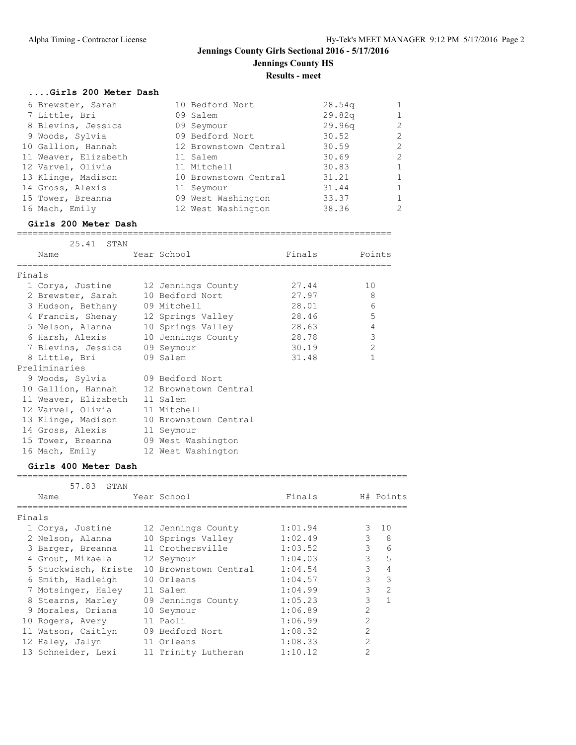**Jennings County Girls Sectional 2016 - 5/17/2016**

**Jennings County HS**

**Results - meet**

### ....Girls 200 Meter Dash

| | Name | Year | School | Prelims | H# |
|---|---|---|---|---|---|
| 6 | Brewster, Sarah | 10 | Bedford Nort | 28.54q | 1 |
| 7 | Little, Bri | 09 | Salem | 29.82q | 1 |
| 8 | Blevins, Jessica | 09 | Seymour | 29.96q | 2 |
| 9 | Woods, Sylvia | 09 | Bedford Nort | 30.52 | 2 |
| 10 | Gallion, Hannah | 12 | Brownstown Central | 30.59 | 2 |
| 11 | Weaver, Elizabeth | 11 | Salem | 30.69 | 2 |
| 12 | Varvel, Olivia | 11 | Mitchell | 30.83 | 1 |
| 13 | Klinge, Madison | 10 | Brownstown Central | 31.21 | 1 |
| 14 | Gross, Alexis | 11 | Seymour | 31.44 | 1 |
| 15 | Tower, Breanna | 09 | West Washington | 33.37 | 1 |
| 16 | Mach, Emily | 12 | West Washington | 38.36 | 2 |

### Girls 200 Meter Dash

25.41 STAN

| | Name | Year | School | Finals | Points |
|---|---|---|---|---|---|
| **Finals** | | | | | |
| 1 | Corya, Justine | 12 | Jennings County | 27.44 | 10 |
| 2 | Brewster, Sarah | 10 | Bedford Nort | 27.97 | 8 |
| 3 | Hudson, Bethany | 09 | Mitchell | 28.01 | 6 |
| 4 | Francis, Shenay | 12 | Springs Valley | 28.46 | 5 |
| 5 | Nelson, Alanna | 10 | Springs Valley | 28.63 | 4 |
| 6 | Harsh, Alexis | 10 | Jennings County | 28.78 | 3 |
| 7 | Blevins, Jessica | 09 | Seymour | 30.19 | 2 |
| 8 | Little, Bri | 09 | Salem | 31.48 | 1 |
| **Preliminaries** | | | | | |
| 9 | Woods, Sylvia | 09 | Bedford Nort | | |
| 10 | Gallion, Hannah | 12 | Brownstown Central | | |
| 11 | Weaver, Elizabeth | 11 | Salem | | |
| 12 | Varvel, Olivia | 11 | Mitchell | | |
| 13 | Klinge, Madison | 10 | Brownstown Central | | |
| 14 | Gross, Alexis | 11 | Seymour | | |
| 15 | Tower, Breanna | 09 | West Washington | | |
| 16 | Mach, Emily | 12 | West Washington | | |

### Girls 400 Meter Dash

57.83 STAN

| | Name | Year | School | Finals | H# | Points |
|---|---|---|---|---|---|---|
| **Finals** | | | | | | |
| 1 | Corya, Justine | 12 | Jennings County | 1:01.94 | 3 | 10 |
| 2 | Nelson, Alanna | 10 | Springs Valley | 1:02.49 | 3 | 8 |
| 3 | Barger, Breanna | 11 | Crothersville | 1:03.52 | 3 | 6 |
| 4 | Grout, Mikaela | 12 | Seymour | 1:04.03 | 3 | 5 |
| 5 | Stuckwisch, Kriste | 10 | Brownstown Central | 1:04.54 | 3 | 4 |
| 6 | Smith, Hadleigh | 10 | Orleans | 1:04.57 | 3 | 3 |
| 7 | Motsinger, Haley | 11 | Salem | 1:04.99 | 3 | 2 |
| 8 | Stearns, Marley | 09 | Jennings County | 1:05.23 | 3 | 1 |
| 9 | Morales, Oriana | 10 | Seymour | 1:06.89 | 2 | |
| 10 | Rogers, Avery | 11 | Paoli | 1:06.99 | 2 | |
| 11 | Watson, Caitlyn | 09 | Bedford Nort | 1:08.32 | 2 | |
| 12 | Haley, Jalyn | 11 | Orleans | 1:08.33 | 2 | |
| 13 | Schneider, Lexi | 11 | Trinity Lutheran | 1:10.12 | 2 | |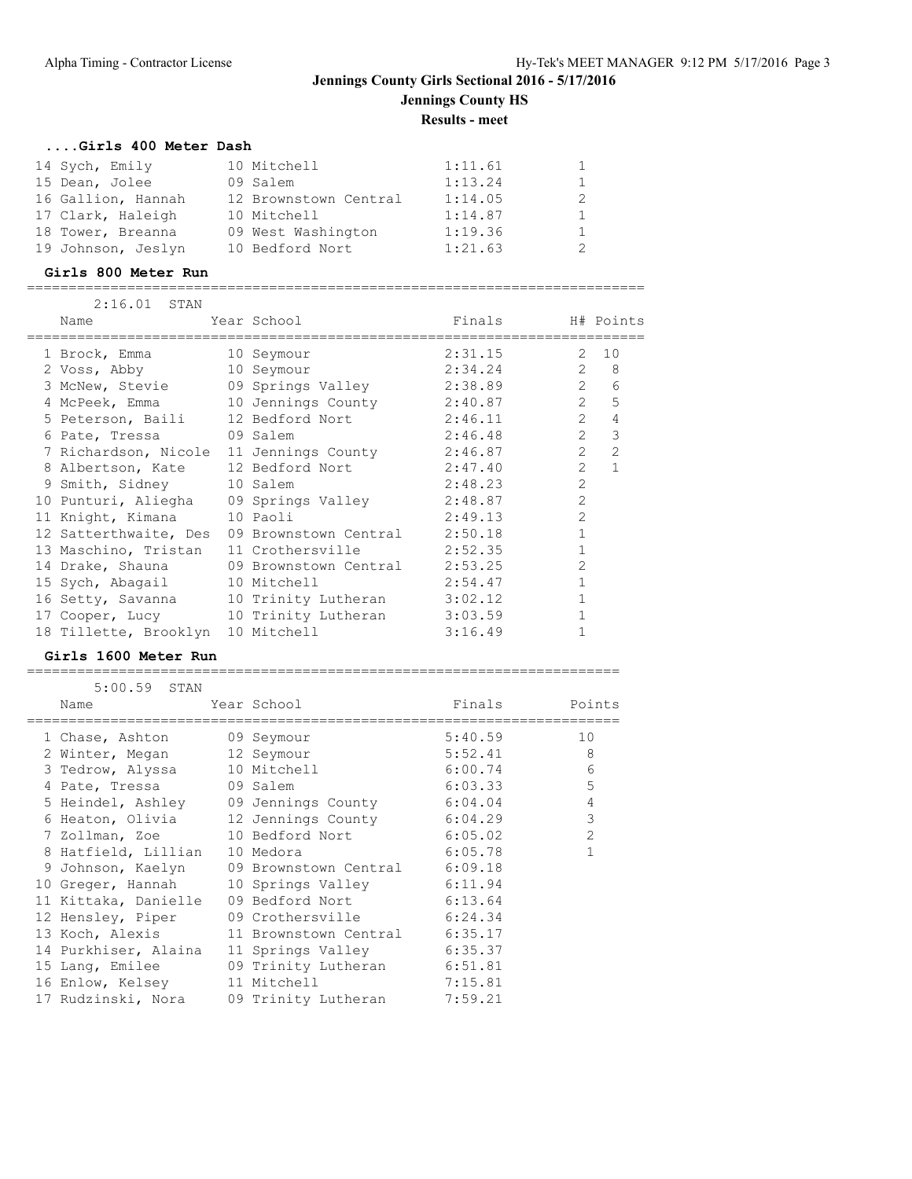# Jennings County Girls Sectional 2016 - 5/17/2016

## Jennings County HS

### Results - meet

#### ....Girls 400 Meter Dash

| Place | Name | Year | School | Finals | H# |
|---|---|---|---|---|---|
| 14 | Sych, Emily | 10 | Mitchell | 1:11.61 | 1 |
| 15 | Dean, Jolee | 09 | Salem | 1:13.24 | 1 |
| 16 | Gallion, Hannah | 12 | Brownstown Central | 1:14.05 | 2 |
| 17 | Clark, Haleigh | 10 | Mitchell | 1:14.87 | 1 |
| 18 | Tower, Breanna | 09 | West Washington | 1:19.36 | 1 |
| 19 | Johnson, Jeslyn | 10 | Bedford Nort | 1:21.63 | 2 |

#### Girls 800 Meter Run

2:16.01 STAN

| Place | Name | Year | School | Finals | H# | Points |
|---|---|---|---|---|---|---|
| 1 | Brock, Emma | 10 | Seymour | 2:31.15 | 2 | 10 |
| 2 | Voss, Abby | 10 | Seymour | 2:34.24 | 2 | 8 |
| 3 | McNew, Stevie | 09 | Springs Valley | 2:38.89 | 2 | 6 |
| 4 | McPeek, Emma | 10 | Jennings County | 2:40.87 | 2 | 5 |
| 5 | Peterson, Baili | 12 | Bedford Nort | 2:46.11 | 2 | 4 |
| 6 | Pate, Tressa | 09 | Salem | 2:46.48 | 2 | 3 |
| 7 | Richardson, Nicole | 11 | Jennings County | 2:46.87 | 2 | 2 |
| 8 | Albertson, Kate | 12 | Bedford Nort | 2:47.40 | 2 | 1 |
| 9 | Smith, Sidney | 10 | Salem | 2:48.23 | 2 | |
| 10 | Punturi, Aliegha | 09 | Springs Valley | 2:48.87 | 2 | |
| 11 | Knight, Kimana | 10 | Paoli | 2:49.13 | 2 | |
| 12 | Satterthwaite, Des | 09 | Brownstown Central | 2:50.18 | 1 | |
| 13 | Maschino, Tristan | 11 | Crothersville | 2:52.35 | 1 | |
| 14 | Drake, Shauna | 09 | Brownstown Central | 2:53.25 | 2 | |
| 15 | Sych, Abagail | 10 | Mitchell | 2:54.47 | 1 | |
| 16 | Setty, Savanna | 10 | Trinity Lutheran | 3:02.12 | 1 | |
| 17 | Cooper, Lucy | 10 | Trinity Lutheran | 3:03.59 | 1 | |
| 18 | Tillette, Brooklyn | 10 | Mitchell | 3:16.49 | 1 | |

#### Girls 1600 Meter Run

5:00.59 STAN

| Place | Name | Year | School | Finals | Points |
|---|---|---|---|---|---|
| 1 | Chase, Ashton | 09 | Seymour | 5:40.59 | 10 |
| 2 | Winter, Megan | 12 | Seymour | 5:52.41 | 8 |
| 3 | Tedrow, Alyssa | 10 | Mitchell | 6:00.74 | 6 |
| 4 | Pate, Tressa | 09 | Salem | 6:03.33 | 5 |
| 5 | Heindel, Ashley | 09 | Jennings County | 6:04.04 | 4 |
| 6 | Heaton, Olivia | 12 | Jennings County | 6:04.29 | 3 |
| 7 | Zollman, Zoe | 10 | Bedford Nort | 6:05.02 | 2 |
| 8 | Hatfield, Lillian | 10 | Medora | 6:05.78 | 1 |
| 9 | Johnson, Kaelyn | 09 | Brownstown Central | 6:09.18 | |
| 10 | Greger, Hannah | 10 | Springs Valley | 6:11.94 | |
| 11 | Kittaka, Danielle | 09 | Bedford Nort | 6:13.64 | |
| 12 | Hensley, Piper | 09 | Crothersville | 6:24.34 | |
| 13 | Koch, Alexis | 11 | Brownstown Central | 6:35.17 | |
| 14 | Purkhiser, Alaina | 11 | Springs Valley | 6:35.37 | |
| 15 | Lang, Emilee | 09 | Trinity Lutheran | 6:51.81 | |
| 16 | Enlow, Kelsey | 11 | Mitchell | 7:15.81 | |
| 17 | Rudzinski, Nora | 09 | Trinity Lutheran | 7:59.21 | |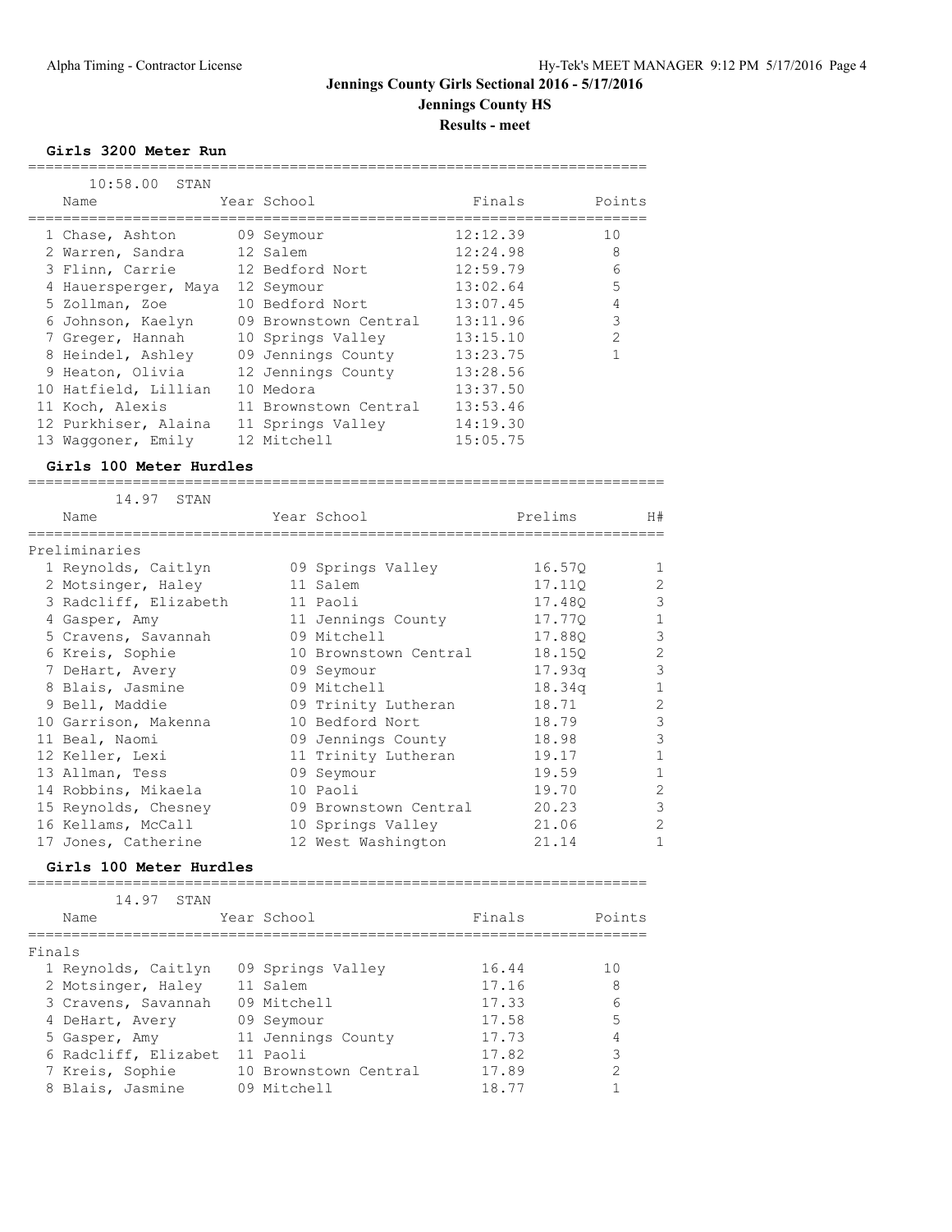# Jennings County Girls Sectional 2016 - 5/17/2016

## Jennings County HS

### Results - meet

#### Girls 3200 Meter Run

10:58.00 STAN

| Place | Name | Year | School | Finals | Points |
|---|---|---|---|---|---|
| 1 | Chase, Ashton | 09 | Seymour | 12:12.39 | 10 |
| 2 | Warren, Sandra | 12 | Salem | 12:24.98 | 8 |
| 3 | Flinn, Carrie | 12 | Bedford Nort | 12:59.79 | 6 |
| 4 | Hauersperger, Maya | 12 | Seymour | 13:02.64 | 5 |
| 5 | Zollman, Zoe | 10 | Bedford Nort | 13:07.45 | 4 |
| 6 | Johnson, Kaelyn | 09 | Brownstown Central | 13:11.96 | 3 |
| 7 | Greger, Hannah | 10 | Springs Valley | 13:15.10 | 2 |
| 8 | Heindel, Ashley | 09 | Jennings County | 13:23.75 | 1 |
| 9 | Heaton, Olivia | 12 | Jennings County | 13:28.56 | |
| 10 | Hatfield, Lillian | 10 | Medora | 13:37.50 | |
| 11 | Koch, Alexis | 11 | Brownstown Central | 13:53.46 | |
| 12 | Purkhiser, Alaina | 11 | Springs Valley | 14:19.30 | |
| 13 | Waggoner, Emily | 12 | Mitchell | 15:05.75 | |

#### Girls 100 Meter Hurdles

14.97 STAN

Preliminaries

| Place | Name | Year | School | Prelims | H# |
|---|---|---|---|---|---|
| 1 | Reynolds, Caitlyn | 09 | Springs Valley | 16.57Q | 1 |
| 2 | Motsinger, Haley | 11 | Salem | 17.11Q | 2 |
| 3 | Radcliff, Elizabeth | 11 | Paoli | 17.48Q | 3 |
| 4 | Gasper, Amy | 11 | Jennings County | 17.77Q | 1 |
| 5 | Cravens, Savannah | 09 | Mitchell | 17.88Q | 3 |
| 6 | Kreis, Sophie | 10 | Brownstown Central | 18.15Q | 2 |
| 7 | DeHart, Avery | 09 | Seymour | 17.93q | 3 |
| 8 | Blais, Jasmine | 09 | Mitchell | 18.34q | 1 |
| 9 | Bell, Maddie | 09 | Trinity Lutheran | 18.71 | 2 |
| 10 | Garrison, Makenna | 10 | Bedford Nort | 18.79 | 3 |
| 11 | Beal, Naomi | 09 | Jennings County | 18.98 | 3 |
| 12 | Keller, Lexi | 11 | Trinity Lutheran | 19.17 | 1 |
| 13 | Allman, Tess | 09 | Seymour | 19.59 | 1 |
| 14 | Robbins, Mikaela | 10 | Paoli | 19.70 | 2 |
| 15 | Reynolds, Chesney | 09 | Brownstown Central | 20.23 | 3 |
| 16 | Kellams, McCall | 10 | Springs Valley | 21.06 | 2 |
| 17 | Jones, Catherine | 12 | West Washington | 21.14 | 1 |

#### Girls 100 Meter Hurdles

14.97 STAN

Finals

| Place | Name | Year | School | Finals | Points |
|---|---|---|---|---|---|
| 1 | Reynolds, Caitlyn | 09 | Springs Valley | 16.44 | 10 |
| 2 | Motsinger, Haley | 11 | Salem | 17.16 | 8 |
| 3 | Cravens, Savannah | 09 | Mitchell | 17.33 | 6 |
| 4 | DeHart, Avery | 09 | Seymour | 17.58 | 5 |
| 5 | Gasper, Amy | 11 | Jennings County | 17.73 | 4 |
| 6 | Radcliff, Elizabet | 11 | Paoli | 17.82 | 3 |
| 7 | Kreis, Sophie | 10 | Brownstown Central | 17.89 | 2 |
| 8 | Blais, Jasmine | 09 | Mitchell | 18.77 | 1 |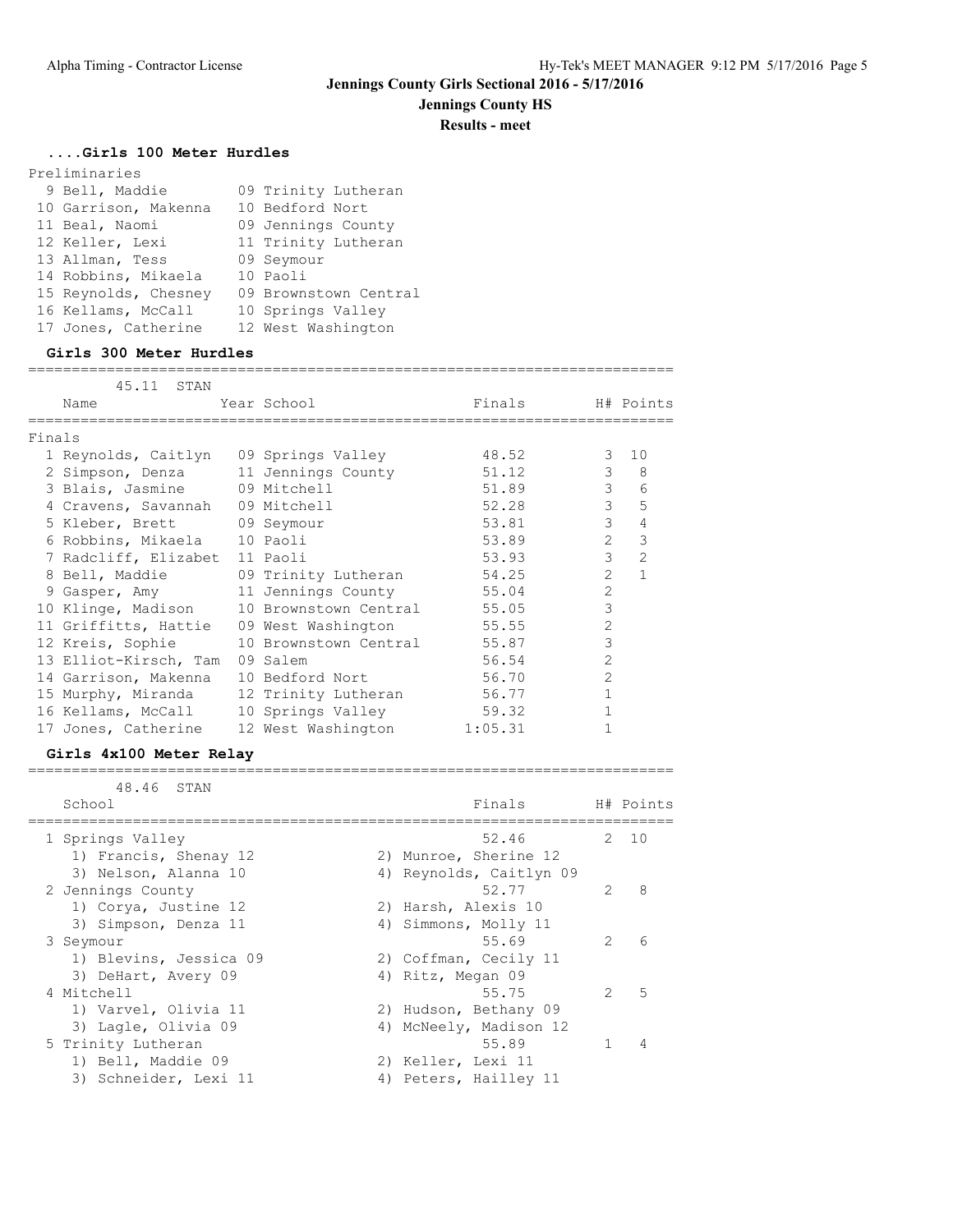# Jennings County Girls Sectional 2016 - 5/17/2016

## Jennings County HS

### Results - meet

### ....Girls 100 Meter Hurdles

Preliminaries

| | Name | Year | School |
|---|---|---|---|
| 9 | Bell, Maddie | 09 | Trinity Lutheran |
| 10 | Garrison, Makenna | 10 | Bedford Nort |
| 11 | Beal, Naomi | 09 | Jennings County |
| 12 | Keller, Lexi | 11 | Trinity Lutheran |
| 13 | Allman, Tess | 09 | Seymour |
| 14 | Robbins, Mikaela | 10 | Paoli |
| 15 | Reynolds, Chesney | 09 | Brownstown Central |
| 16 | Kellams, McCall | 10 | Springs Valley |
| 17 | Jones, Catherine | 12 | West Washington |

### Girls 300 Meter Hurdles

45.11 STAN

Finals

| | Name | Year | School | Finals | H# | Points |
|---|---|---|---|---|---|---|
| 1 | Reynolds, Caitlyn | 09 | Springs Valley | 48.52 | 3 | 10 |
| 2 | Simpson, Denza | 11 | Jennings County | 51.12 | 3 | 8 |
| 3 | Blais, Jasmine | 09 | Mitchell | 51.89 | 3 | 6 |
| 4 | Cravens, Savannah | 09 | Mitchell | 52.28 | 3 | 5 |
| 5 | Kleber, Brett | 09 | Seymour | 53.81 | 3 | 4 |
| 6 | Robbins, Mikaela | 10 | Paoli | 53.89 | 2 | 3 |
| 7 | Radcliff, Elizabet | 11 | Paoli | 53.93 | 3 | 2 |
| 8 | Bell, Maddie | 09 | Trinity Lutheran | 54.25 | 2 | 1 |
| 9 | Gasper, Amy | 11 | Jennings County | 55.04 | 2 | |
| 10 | Klinge, Madison | 10 | Brownstown Central | 55.05 | 3 | |
| 11 | Griffitts, Hattie | 09 | West Washington | 55.55 | 2 | |
| 12 | Kreis, Sophie | 10 | Brownstown Central | 55.87 | 3 | |
| 13 | Elliot-Kirsch, Tam | 09 | Salem | 56.54 | 2 | |
| 14 | Garrison, Makenna | 10 | Bedford Nort | 56.70 | 2 | |
| 15 | Murphy, Miranda | 12 | Trinity Lutheran | 56.77 | 1 | |
| 16 | Kellams, McCall | 10 | Springs Valley | 59.32 | 1 | |
| 17 | Jones, Catherine | 12 | West Washington | 1:05.31 | 1 | |

### Girls 4x100 Meter Relay

48.46 STAN

| | School | Finals | H# | Points |
|---|---|---|---|---|
| 1 | Springs Valley | 52.46 | 2 | 10 |
| | 1) Francis, Shenay 12; 2) Munroe, Sherine 12; 3) Nelson, Alanna 10; 4) Reynolds, Caitlyn 09 | | | |
| 2 | Jennings County | 52.77 | 2 | 8 |
| | 1) Corya, Justine 12; 2) Harsh, Alexis 10; 3) Simpson, Denza 11; 4) Simmons, Molly 11 | | | |
| 3 | Seymour | 55.69 | 2 | 6 |
| | 1) Blevins, Jessica 09; 2) Coffman, Cecily 11; 3) DeHart, Avery 09; 4) Ritz, Megan 09 | | | |
| 4 | Mitchell | 55.75 | 2 | 5 |
| | 1) Varvel, Olivia 11; 2) Hudson, Bethany 09; 3) Lagle, Olivia 09; 4) McNeely, Madison 12 | | | |
| 5 | Trinity Lutheran | 55.89 | 1 | 4 |
| | 1) Bell, Maddie 09; 2) Keller, Lexi 11; 3) Schneider, Lexi 11; 4) Peters, Hailley 11 | | | |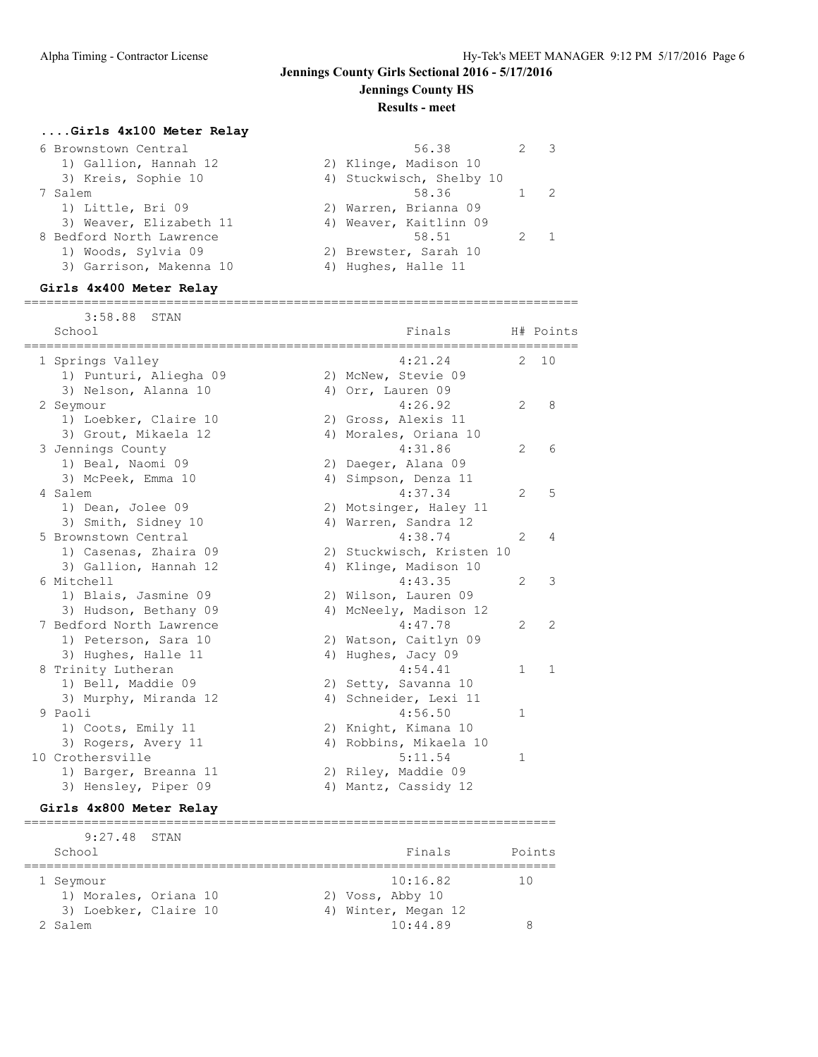# Jennings County Girls Sectional 2016 - 5/17/2016

## Jennings County HS

### Results - meet

### ....Girls 4x100 Meter Relay

| Place | School | Finals | H# | Points |
|---|---|---|---|---|
| 6 | Brownstown Central | 56.38 | 2 | 3 |
| | 1) Gallion, Hannah 12; 2) Klinge, Madison 10; 3) Kreis, Sophie 10; 4) Stuckwisch, Shelby 10 | | | |
| 7 | Salem | 58.36 | 1 | 2 |
| | 1) Little, Bri 09; 2) Warren, Brianna 09; 3) Weaver, Elizabeth 11; 4) Weaver, Kaitlinn 09 | | | |
| 8 | Bedford North Lawrence | 58.51 | 2 | 1 |
| | 1) Woods, Sylvia 09; 2) Brewster, Sarah 10; 3) Garrison, Makenna 10; 4) Hughes, Halle 11 | | | |

### Girls 4x400 Meter Relay

3:58.88 STAN

| Place | School | Finals | H# | Points |
|---|---|---|---|---|
| 1 | Springs Valley | 4:21.24 | 2 | 10 |
| | 1) Punturi, Aliegha 09; 2) McNew, Stevie 09; 3) Nelson, Alanna 10; 4) Orr, Lauren 09 | | | |
| 2 | Seymour | 4:26.92 | 2 | 8 |
| | 1) Loebker, Claire 10; 2) Gross, Alexis 11; 3) Grout, Mikaela 12; 4) Morales, Oriana 10 | | | |
| 3 | Jennings County | 4:31.86 | 2 | 6 |
| | 1) Beal, Naomi 09; 2) Daeger, Alana 09; 3) McPeek, Emma 10; 4) Simpson, Denza 11 | | | |
| 4 | Salem | 4:37.34 | 2 | 5 |
| | 1) Dean, Jolee 09; 2) Motsinger, Haley 11; 3) Smith, Sidney 10; 4) Warren, Sandra 12 | | | |
| 5 | Brownstown Central | 4:38.74 | 2 | 4 |
| | 1) Casenas, Zhaira 09; 2) Stuckwisch, Kristen 10; 3) Gallion, Hannah 12; 4) Klinge, Madison 10 | | | |
| 6 | Mitchell | 4:43.35 | 2 | 3 |
| | 1) Blais, Jasmine 09; 2) Wilson, Lauren 09; 3) Hudson, Bethany 09; 4) McNeely, Madison 12 | | | |
| 7 | Bedford North Lawrence | 4:47.78 | 2 | 2 |
| | 1) Peterson, Sara 10; 2) Watson, Caitlyn 09; 3) Hughes, Halle 11; 4) Hughes, Jacy 09 | | | |
| 8 | Trinity Lutheran | 4:54.41 | 1 | 1 |
| | 1) Bell, Maddie 09; 2) Setty, Savanna 10; 3) Murphy, Miranda 12; 4) Schneider, Lexi 11 | | | |
| 9 | Paoli | 4:56.50 | 1 | |
| | 1) Coots, Emily 11; 2) Knight, Kimana 10; 3) Rogers, Avery 11; 4) Robbins, Mikaela 10 | | | |
| 10 | Crothersville | 5:11.54 | 1 | |
| | 1) Barger, Breanna 11; 2) Riley, Maddie 09; 3) Hensley, Piper 09; 4) Mantz, Cassidy 12 | | | |

### Girls 4x800 Meter Relay

9:27.48 STAN

| Place | School | Finals | Points |
|---|---|---|---|
| 1 | Seymour | 10:16.82 | 10 |
| | 1) Morales, Oriana 10; 2) Voss, Abby 10; 3) Loebker, Claire 10; 4) Winter, Megan 12 | | |
| 2 | Salem | 10:44.89 | 8 |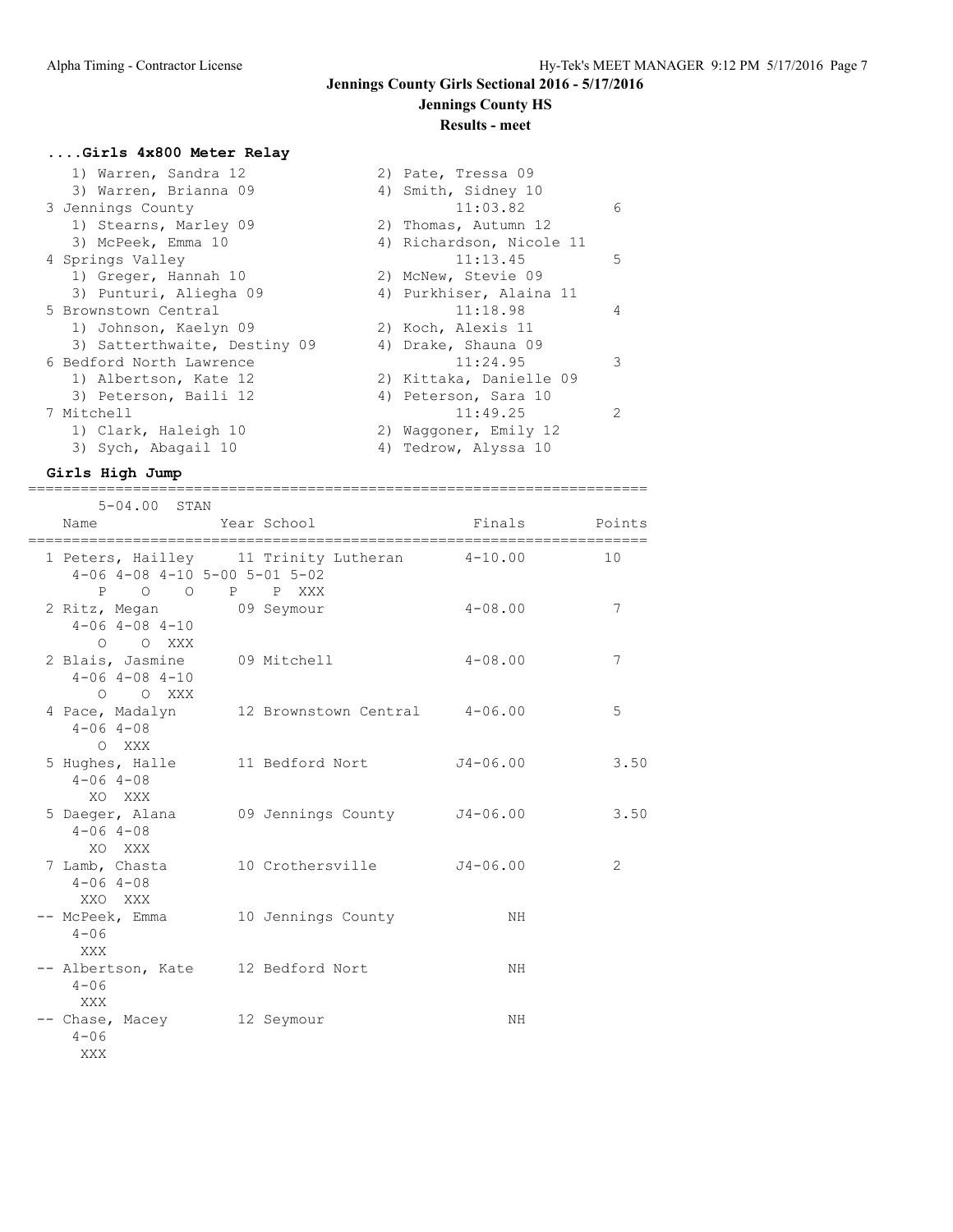**Jennings County Girls Sectional 2016 - 5/17/2016**

**Jennings County HS**

**Results - meet**

### ....Girls 4x800 Meter Relay

```
   1) Warren, Sandra 12               2) Pate, Tressa 09
   3) Warren, Brianna 09              4) Smith, Sidney 10
 3 Jennings County                          11:03.82          6
   1) Stearns, Marley 09              2) Thomas, Autumn 12
   3) McPeek, Emma 10                 4) Richardson, Nicole 11
 4 Springs Valley                           11:13.45          5
   1) Greger, Hannah 10               2) McNew, Stevie 09
   3) Punturi, Aliegha 09             4) Purkhiser, Alaina 11
 5 Brownstown Central                       11:18.98          4
   1) Johnson, Kaelyn 09              2) Koch, Alexis 11
   3) Satterthwaite, Destiny 09       4) Drake, Shauna 09
 6 Bedford North Lawrence                   11:24.95          3
   1) Albertson, Kate 12              2) Kittaka, Danielle 09
   3) Peterson, Baili 12              4) Peterson, Sara 10
 7 Mitchell                                 11:49.25          2
   1) Clark, Haleigh 10               2) Waggoner, Emily 12
   3) Sych, Abagail 10                4) Tedrow, Alyssa 10
```

### Girls High Jump

```
=======================================================================
      5-04.00  STAN
   Name              Year School                Finals         Points
=======================================================================
 1 Peters, Hailley    11 Trinity Lutheran       4-10.00          10
     4-06 4-08 4-10 5-00 5-01 5-02
        P    O    O    P    P  XXX
 2 Ritz, Megan        09 Seymour                4-08.00           7
     4-06 4-08 4-10
        O    O  XXX
 2 Blais, Jasmine     09 Mitchell               4-08.00           7
     4-06 4-08 4-10
        O    O  XXX
 4 Pace, Madalyn      12 Brownstown Central     4-06.00           5
     4-06 4-08
        O  XXX
 5 Hughes, Halle      11 Bedford Nort          J4-06.00        3.50
     4-06 4-08
       XO  XXX
 5 Daeger, Alana      09 Jennings County       J4-06.00        3.50
     4-06 4-08
       XO  XXX
 7 Lamb, Chasta       10 Crothersville         J4-06.00           2
     4-06 4-08
      XXO  XXX
-- McPeek, Emma       10 Jennings County             NH
     4-06
      XXX
-- Albertson, Kate    12 Bedford Nort                NH
     4-06
      XXX
-- Chase, Macey       12 Seymour                     NH
     4-06
      XXX
```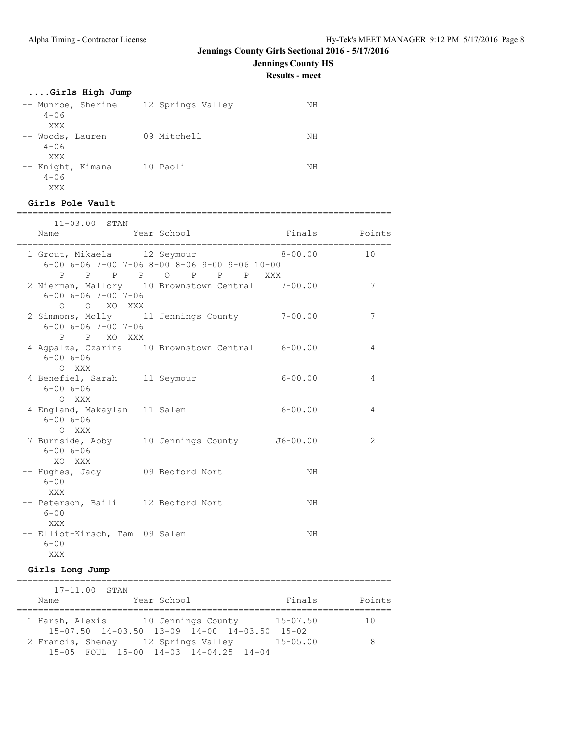**Jennings County Girls Sectional 2016 - 5/17/2016**

**Jennings County HS**

**Results - meet**

### ....Girls High Jump

```
-- Munroe, Sherine     12 Springs Valley              NH
    4-06
    XXX
-- Woods, Lauren       09 Mitchell                    NH
    4-06
    XXX
-- Knight, Kimana      10 Paoli                       NH
    4-06
    XXX
```

### Girls Pole Vault

```
=======================================================================
      11-03.00  STAN
    Name               Year School                 Finals      Points
=======================================================================
  1 Grout, Mikaela      12 Seymour                 8-00.00         10
     6-00 6-06 7-00 7-06 8-00 8-06 9-00 9-06 10-00
        P    P    P    P    O    P    P    P  XXX
  2 Nierman, Mallory    10 Brownstown Central      7-00.00          7
     6-00 6-06 7-00 7-06
        O    O   XO  XXX
  2 Simmons, Molly      11 Jennings County         7-00.00          7
     6-00 6-06 7-00 7-06
        P    P   XO  XXX
  4 Agpalza, Czarina    10 Brownstown Central      6-00.00          4
     6-00 6-06
        O  XXX
  4 Benefiel, Sarah     11 Seymour                 6-00.00          4
     6-00 6-06
        O  XXX
  4 England, Makaylan   11 Salem                   6-00.00          4
     6-00 6-06
        O  XXX
  7 Burnside, Abby      10 Jennings County        J6-00.00          2
     6-00 6-06
       XO  XXX
 -- Hughes, Jacy        09 Bedford Nort                 NH
     6-00
      XXX
 -- Peterson, Baili     12 Bedford Nort                 NH
     6-00
      XXX
 -- Elliot-Kirsch, Tam  09 Salem                        NH
     6-00
      XXX
```

### Girls Long Jump

```
=======================================================================
      17-11.00  STAN
    Name               Year School                 Finals      Points
=======================================================================
  1 Harsh, Alexis       10 Jennings County        15-07.50         10
     15-07.50 14-03.50 13-09 14-00 14-03.50 15-02
  2 Francis, Shenay     12 Springs Valley         15-05.00          8
     15-05 FOUL 15-00 14-03 14-04.25 14-04
```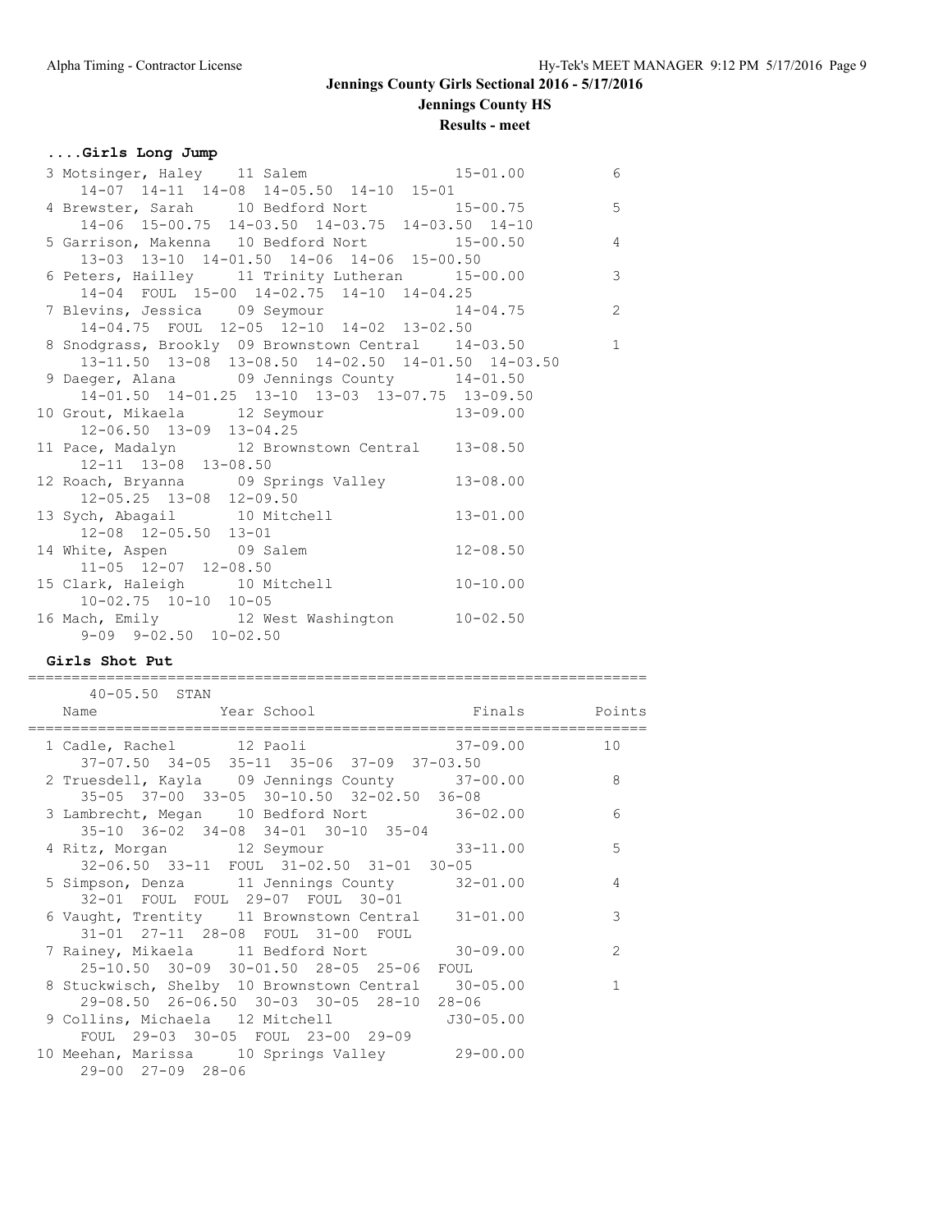# Jennings County Girls Sectional 2016 - 5/17/2016

## Jennings County HS

### Results - meet

#### ....Girls Long Jump

```
  3 Motsinger, Haley     11 Salem                  15-01.00          6
      14-07  14-11  14-08  14-05.50  14-10  15-01
  4 Brewster, Sarah      10 Bedford Nort           15-00.75          5
      14-06  15-00.75  14-03.50  14-03.75  14-03.50  14-10
  5 Garrison, Makenna    10 Bedford Nort           15-00.50          4
      13-03  13-10  14-01.50  14-06  14-06  15-00.50
  6 Peters, Hailley      11 Trinity Lutheran       15-00.00          3
      14-04  FOUL  15-00  14-02.75  14-10  14-04.25
  7 Blevins, Jessica     09 Seymour                14-04.75          2
      14-04.75  FOUL  12-05  12-10  14-02  13-02.50
  8 Snodgrass, Brookly  09 Brownstown Central      14-03.50          1
      13-11.50  13-08  13-08.50  14-02.50  14-01.50  14-03.50
  9 Daeger, Alana        09 Jennings County        14-01.50
      14-01.50  14-01.25  13-10  13-03  13-07.75  13-09.50
 10 Grout, Mikaela       12 Seymour                13-09.00
      12-06.50  13-09  13-04.25
 11 Pace, Madalyn        12 Brownstown Central     13-08.50
      12-11  13-08  13-08.50
 12 Roach, Bryanna       09 Springs Valley         13-08.00
      12-05.25  13-08  12-09.50
 13 Sych, Abagail        10 Mitchell               13-01.00
      12-08  12-05.50  13-01
 14 White, Aspen         09 Salem                  12-08.50
      11-05  12-07  12-08.50
 15 Clark, Haleigh       10 Mitchell               10-10.00
      10-02.75  10-10  10-05
 16 Mach, Emily          12 West Washington        10-02.50
      9-09  9-02.50  10-02.50
```

#### Girls Shot Put

```
=======================================================================
    40-05.50  STAN
    Name              Year School                  Finals       Points
=======================================================================
  1 Cadle, Rachel        12 Paoli                  37-09.00         10
      37-07.50  34-05  35-11  35-06  37-09  37-03.50
  2 Truesdell, Kayla     09 Jennings County        37-00.00          8
      35-05  37-00  33-05  30-10.50  32-02.50  36-08
  3 Lambrecht, Megan     10 Bedford Nort           36-02.00          6
      35-10  36-02  34-08  34-01  30-10  35-04
  4 Ritz, Morgan         12 Seymour                33-11.00          5
      32-06.50  33-11  FOUL  31-02.50  31-01  30-05
  5 Simpson, Denza       11 Jennings County        32-01.00          4
      32-01  FOUL  FOUL  29-07  FOUL  30-01
  6 Vaught, Trentity     11 Brownstown Central     31-01.00          3
      31-01  27-11  28-08  FOUL  31-00  FOUL
  7 Rainey, Mikaela      11 Bedford Nort           30-09.00          2
      25-10.50  30-09  30-01.50  28-05  25-06  FOUL
  8 Stuckwisch, Shelby  10 Brownstown Central      30-05.00          1
      29-08.50  26-06.50  30-03  30-05  28-10  28-06
  9 Collins, Michaela   12 Mitchell               J30-05.00
      FOUL  29-03  30-05  FOUL  23-00  29-09
 10 Meehan, Marissa      10 Springs Valley         29-00.00
      29-00  27-09  28-06
```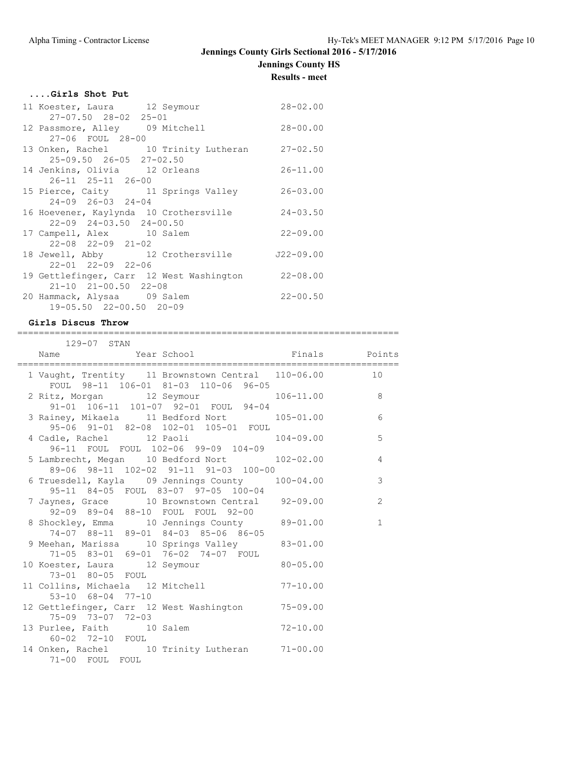# Jennings County Girls Sectional 2016 - 5/17/2016

## Jennings County HS

### Results - meet

#### ....Girls Shot Put

```
 11 Koester, Laura      12 Seymour                 28-02.00
      27-07.50  28-02  25-01
 12 Passmore, Alley     09 Mitchell                28-00.00
      27-06  FOUL  28-00
 13 Onken, Rachel       10 Trinity Lutheran        27-02.50
      25-09.50  26-05  27-02.50
 14 Jenkins, Olivia     12 Orleans                 26-11.00
      26-11  25-11  26-00
 15 Pierce, Caity       11 Springs Valley          26-03.00
      24-09  26-03  24-04
 16 Hoevener, Kaylynda  10 Crothersville           24-03.50
      22-09  24-03.50  24-00.50
 17 Campell, Alex       10 Salem                   22-09.00
      22-08  22-09  21-02
 18 Jewell, Abby        12 Crothersville          J22-09.00
      22-01  22-09  22-06
 19 Gettlefinger, Carr  12 West Washington         22-08.00
      21-10  21-00.50  22-08
 20 Hammack, Alysaa     09 Salem                   22-00.50
      19-05.50  22-00.50  20-09
```

#### Girls Discus Throw

```
=========================================================================
       129-07  STAN
    Name                    Year School               Finals      Points
=========================================================================
  1 Vaught, Trentity     11 Brownstown Central   110-06.00        10
      FOUL  98-11  106-01  81-03  110-06  96-05
  2 Ritz, Morgan         12 Seymour              106-11.00         8
      91-01  106-11  101-07  92-01  FOUL  94-04
  3 Rainey, Mikaela      11 Bedford Nort         105-01.00         6
      95-06  91-01  82-08  102-01  105-01  FOUL
  4 Cadle, Rachel        12 Paoli                104-09.00         5
      96-11  FOUL  FOUL  102-06  99-09  104-09
  5 Lambrecht, Megan     10 Bedford Nort         102-02.00         4
      89-06  98-11  102-02  91-11  91-03  100-00
  6 Truesdell, Kayla     09 Jennings County      100-04.00         3
      95-11  84-05  FOUL  83-07  97-05  100-04
  7 Jaynes, Grace        10 Brownstown Central    92-09.00         2
      92-09  89-04  88-10  FOUL  FOUL  92-00
  8 Shockley, Emma       10 Jennings County       89-01.00         1
      74-07  88-11  89-01  84-03  85-06  86-05
  9 Meehan, Marissa      10 Springs Valley        83-01.00
      71-05  83-01  69-01  76-02  74-07  FOUL
 10 Koester, Laura       12 Seymour               80-05.00
      73-01  80-05  FOUL
 11 Collins, Michaela    12 Mitchell              77-10.00
      53-10  68-04  77-10
 12 Gettlefinger, Carr   12 West Washington       75-09.00
      75-09  73-07  72-03
 13 Purlee, Faith        10 Salem                 72-10.00
      60-02  72-10  FOUL
 14 Onken, Rachel        10 Trinity Lutheran      71-00.00
      71-00  FOUL  FOUL
```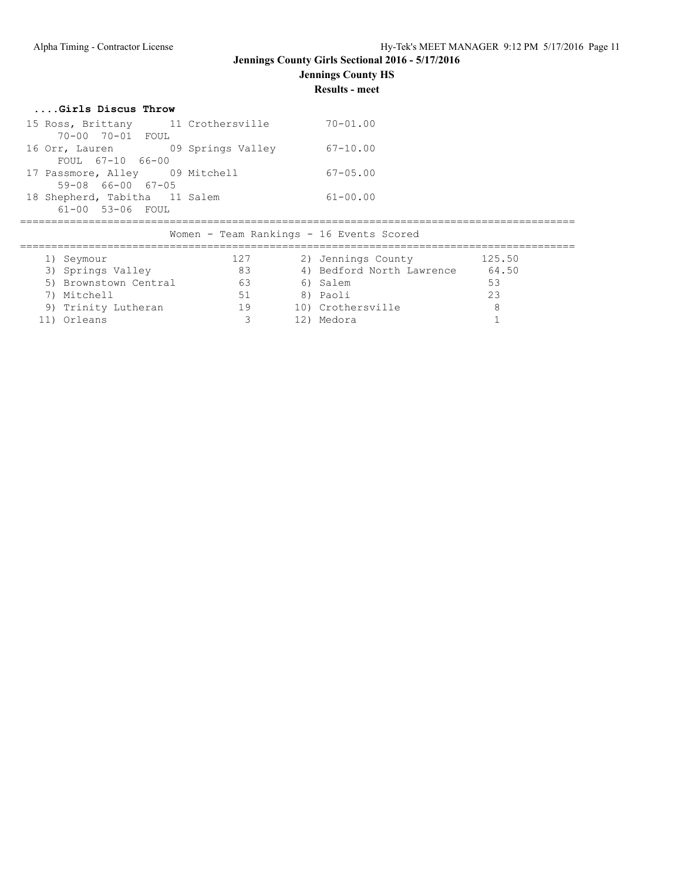**....Girls Discus Throw**

```
15 Ross, Brittany      11 Crothersville         70-01.00
     70-00  70-01  FOUL
16 Orr, Lauren         09 Springs Valley        67-10.00
     FOUL  67-10  66-00
17 Passmore, Alley     09 Mitchell              67-05.00
     59-08  66-00  67-05
18 Shepherd, Tabitha   11 Salem                 61-00.00
     61-00  53-06  FOUL
```

**Women - Team Rankings - 16 Events Scored**

| | | | |
|---|---|---|---|
| 1) Seymour | 127 | 2) Jennings County | 125.50 |
| 3) Springs Valley | 83 | 4) Bedford North Lawrence | 64.50 |
| 5) Brownstown Central | 63 | 6) Salem | 53 |
| 7) Mitchell | 51 | 8) Paoli | 23 |
| 9) Trinity Lutheran | 19 | 10) Crothersville | 8 |
| 11) Orleans | 3 | 12) Medora | 1 |